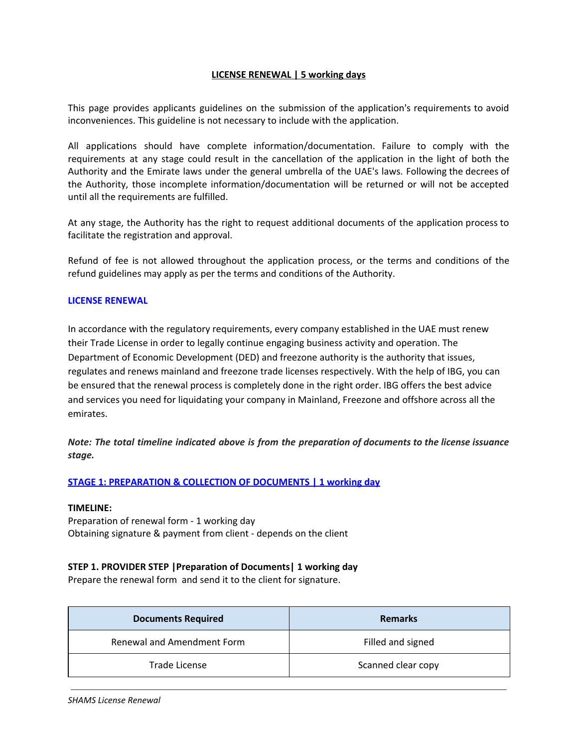# LICENSE RENEWAL | 5 working days

This page provides applicants guidelines on the submission of the application's requirements to avoid inconveniences. This guideline is not necessary to include with the application.

All applications should have complete information/documentation. Failure to comply with the requirements at any stage could result in the cancellation of the application in the light of both the Authority and the Emirate laws under the general umbrella of the UAE's laws. Following the decrees of the Authority, those incomplete information/documentation will be returned or will not be accepted until all the requirements are fulfilled.

At any stage, the Authority has the right to request additional documents of the application process to facilitate the registration and approval.

Refund of fee is not allowed throughout the application process, or the terms and conditions of the refund guidelines may apply as per the terms and conditions of the Authority.

## LICENSE RENEWAL

In accordance with the regulatory requirements, every company established in the UAE must renew their Trade License in order to legally continue engaging business activity and operation. The Department of Economic Development (DED) and freezone authority is the authority that issues, regulates and renews mainland and freezone trade licenses respectively. With the help of IBG, you can be ensured that the renewal process is completely done in the right order. IBG offers the best advice and services you need for liquidating your company in Mainland, Freezone and offshore across all the emirates.

***Note: The total timeline indicated above is from the preparation of documents to the license issuance stage.***

## STAGE 1: PREPARATION & COLLECTION OF DOCUMENTS | 1 working day

**TIMELINE:**
Preparation of renewal form - 1 working day
Obtaining signature & payment from client - depends on the client

### STEP 1. PROVIDER STEP |Preparation of Documents| 1 working day

Prepare the renewal form and send it to the client for signature.

| Documents Required | Remarks |
| --- | --- |
| Renewal and Amendment Form | Filled and signed |
| Trade License | Scanned clear copy |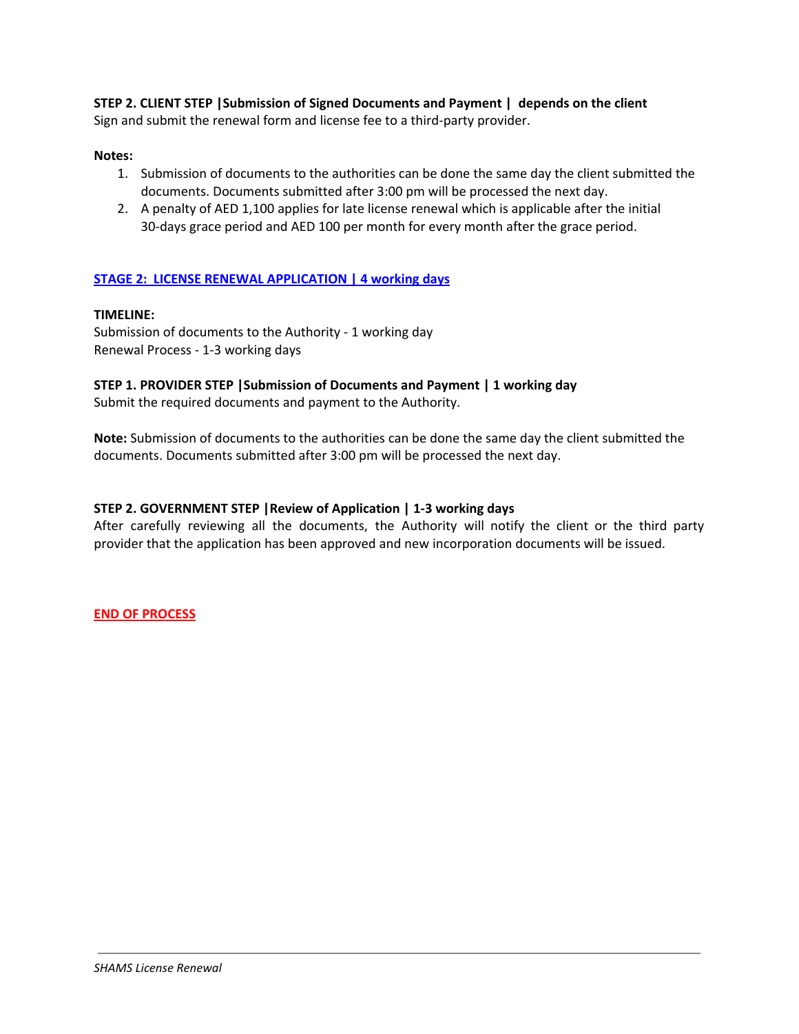**STEP 2. CLIENT STEP |Submission of Signed Documents and Payment | depends on the client**
Sign and submit the renewal form and license fee to a third-party provider.

**Notes:**

1. Submission of documents to the authorities can be done the same day the client submitted the documents. Documents submitted after 3:00 pm will be processed the next day.
2. A penalty of AED 1,100 applies for late license renewal which is applicable after the initial 30-days grace period and AED 100 per month for every month after the grace period.

## STAGE 2: LICENSE RENEWAL APPLICATION | 4 working days

**TIMELINE:**
Submission of documents to the Authority - 1 working day
Renewal Process - 1-3 working days

**STEP 1. PROVIDER STEP |Submission of Documents and Payment | 1 working day**
Submit the required documents and payment to the Authority.

**Note:** Submission of documents to the authorities can be done the same day the client submitted the documents. Documents submitted after 3:00 pm will be processed the next day.

**STEP 2. GOVERNMENT STEP |Review of Application | 1-3 working days**
After carefully reviewing all the documents, the Authority will notify the client or the third party provider that the application has been approved and new incorporation documents will be issued.

**END OF PROCESS**